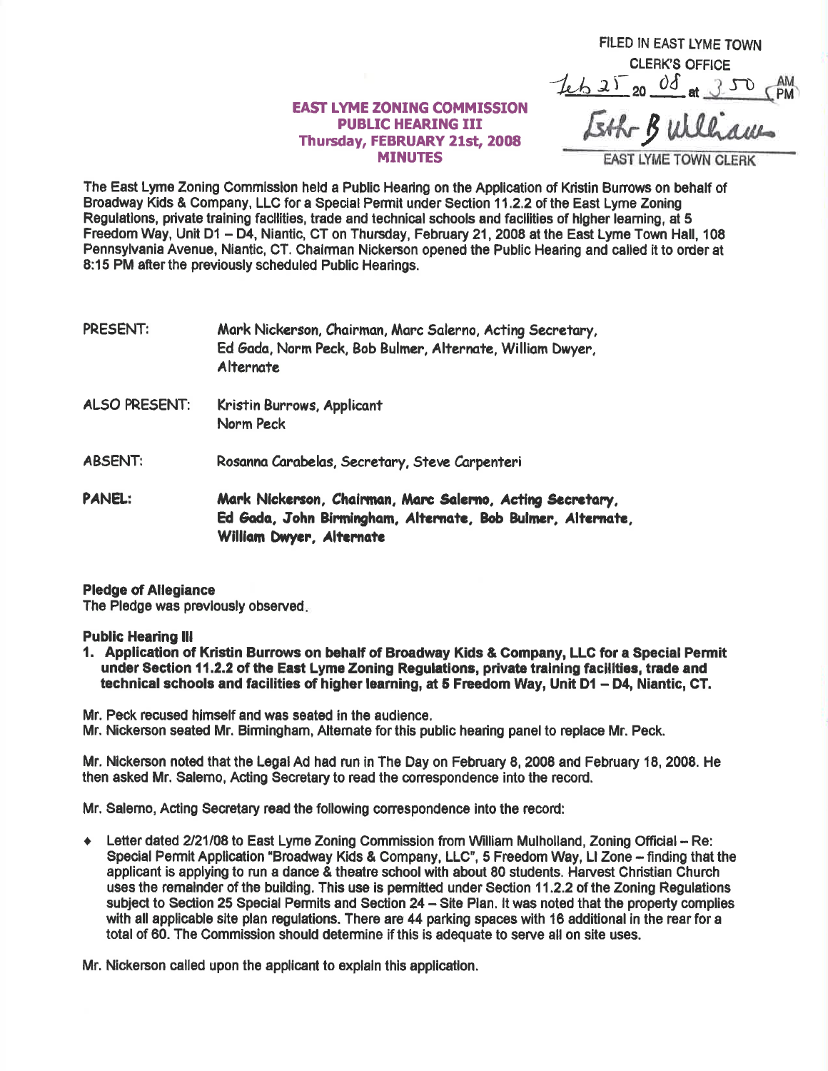FILED IN EAST LYME TOWN CLERK'S OFFICE
Feb 25 20 08 at 3:50 PM
Esther B Williams
EAST LYME TOWN CLERK

**EAST LYME ZONING COMMISSION**
**PUBLIC HEARING III**
**Thursday, FEBRUARY 21st, 2008**
**MINUTES**

The East Lyme Zoning Commission held a Public Hearing on the Application of Kristin Burrows on behalf of Broadway Kids & Company, LLC for a Special Permit under Section 11.2.2 of the East Lyme Zoning Regulations, private training facilities, trade and technical schools and facilities of higher learning, at 5 Freedom Way, Unit D1 – D4, Niantic, CT on Thursday, February 21, 2008 at the East Lyme Town Hall, 108 Pennsylvania Avenue, Niantic, CT. Chairman Nickerson opened the Public Hearing and called it to order at 8:15 PM after the previously scheduled Public Hearings.

PRESENT: Mark Nickerson, Chairman, Marc Salerno, Acting Secretary, Ed Gada, Norm Peck, Bob Bulmer, Alternate, William Dwyer, Alternate

ALSO PRESENT: Kristin Burrows, Applicant
Norm Peck

ABSENT: Rosanna Carabelas, Secretary, Steve Carpenteri

**PANEL: Mark Nickerson, Chairman, Marc Salerno, Acting Secretary, Ed Gada, John Birmingham, Alternate, Bob Bulmer, Alternate, William Dwyer, Alternate**

**Pledge of Allegiance**
The Pledge was previously observed.

**Public Hearing III**

1. **Application of Kristin Burrows on behalf of Broadway Kids & Company, LLC for a Special Permit under Section 11.2.2 of the East Lyme Zoning Regulations, private training facilities, trade and technical schools and facilities of higher learning, at 5 Freedom Way, Unit D1 – D4, Niantic, CT.**

Mr. Peck recused himself and was seated in the audience.
Mr. Nickerson seated Mr. Birmingham, Alternate for this public hearing panel to replace Mr. Peck.

Mr. Nickerson noted that the Legal Ad had run in The Day on February 8, 2008 and February 18, 2008. He then asked Mr. Salerno, Acting Secretary to read the correspondence into the record.

Mr. Salerno, Acting Secretary read the following correspondence into the record:

- Letter dated 2/21/08 to East Lyme Zoning Commission from William Mulholland, Zoning Official – Re: Special Permit Application "Broadway Kids & Company, LLC", 5 Freedom Way, LI Zone – finding that the applicant is applying to run a dance & theatre school with about 80 students. Harvest Christian Church uses the remainder of the building. This use is permitted under Section 11.2.2 of the Zoning Regulations subject to Section 25 Special Permits and Section 24 – Site Plan. It was noted that the property complies with all applicable site plan regulations. There are 44 parking spaces with 16 additional in the rear for a total of 60. The Commission should determine if this is adequate to serve all on site uses.

Mr. Nickerson called upon the applicant to explain this application.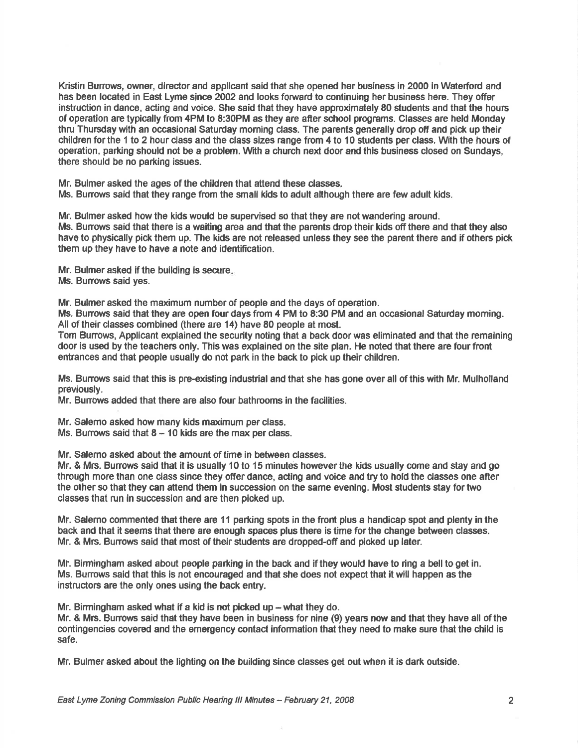Kristin Burrows, owner, director and applicant said that she opened her business in 2000 in Waterford and has been located in East Lyme since 2002 and looks forward to continuing her business here. They offer instruction in dance, acting and voice. She said that they have approximately 80 students and that the hours of operation are typically from 4PM to 8:30PM as they are after school programs. Classes are held Monday thru Thursday with an occasional Saturday morning class. The parents generally drop off and pick up their children for the 1 to 2 hour class and the class sizes range from 4 to 10 students per class. With the hours of operation, parking should not be a problem. With a church next door and this business closed on Sundays, there should be no parking issues.

Mr. Bulmer asked the ages of the children that attend these classes.
Ms. Burrows said that they range from the small kids to adult although there are few adult kids.

Mr. Bulmer asked how the kids would be supervised so that they are not wandering around.
Ms. Burrows said that there is a waiting area and that the parents drop their kids off there and that they also have to physically pick them up. The kids are not released unless they see the parent there and if others pick them up they have to have a note and identification.

Mr. Bulmer asked if the building is secure.
Ms. Burrows said yes.

Mr. Bulmer asked the maximum number of people and the days of operation.
Ms. Burrows said that they are open four days from 4 PM to 8:30 PM and an occasional Saturday morning. All of their classes combined (there are 14) have 80 people at most.
Tom Burrows, Applicant explained the security noting that a back door was eliminated and that the remaining door is used by the teachers only. This was explained on the site plan. He noted that there are four front entrances and that people usually do not park in the back to pick up their children.

Ms. Burrows said that this is pre-existing industrial and that she has gone over all of this with Mr. Mulholland previously.
Mr. Burrows added that there are also four bathrooms in the facilities.

Mr. Salerno asked how many kids maximum per class.
Ms. Burrows said that 8 – 10 kids are the max per class.

Mr. Salerno asked about the amount of time in between classes.
Mr. & Mrs. Burrows said that it is usually 10 to 15 minutes however the kids usually come and stay and go through more than one class since they offer dance, acting and voice and try to hold the classes one after the other so that they can attend them in succession on the same evening. Most students stay for two classes that run in succession and are then picked up.

Mr. Salerno commented that there are 11 parking spots in the front plus a handicap spot and plenty in the back and that it seems that there are enough spaces plus there is time for the change between classes.
Mr. & Mrs. Burrows said that most of their students are dropped-off and picked up later.

Mr. Birmingham asked about people parking in the back and if they would have to ring a bell to get in.
Ms. Burrows said that this is not encouraged and that she does not expect that it will happen as the instructors are the only ones using the back entry.

Mr. Birmingham asked what if a kid is not picked up – what they do.
Mr. & Mrs. Burrows said that they have been in business for nine (9) years now and that they have all of the contingencies covered and the emergency contact information that they need to make sure that the child is safe.

Mr. Bulmer asked about the lighting on the building since classes get out when it is dark outside.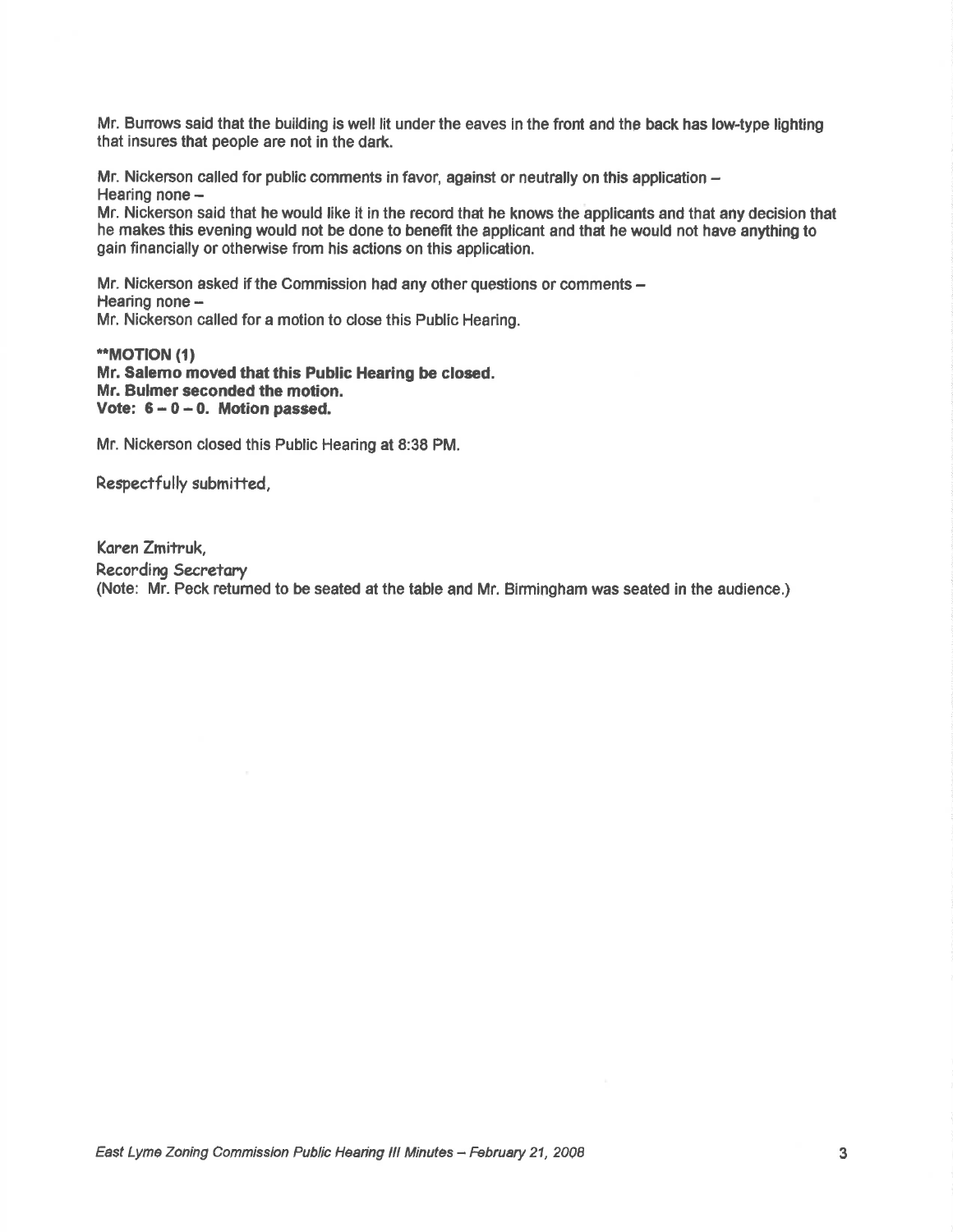Mr. Burrows said that the building is well lit under the eaves in the front and the back has low-type lighting that insures that people are not in the dark.

Mr. Nickerson called for public comments in favor, against or neutrally on this application –
Hearing none –
Mr. Nickerson said that he would like it in the record that he knows the applicants and that any decision that he makes this evening would not be done to benefit the applicant and that he would not have anything to gain financially or otherwise from his actions on this application.

Mr. Nickerson asked if the Commission had any other questions or comments –
Hearing none –
Mr. Nickerson called for a motion to close this Public Hearing.

****MOTION (1)**
**Mr. Salemo moved that this Public Hearing be closed.**
**Mr. Bulmer seconded the motion.**
**Vote: 6 – 0 – 0. Motion passed.**

Mr. Nickerson closed this Public Hearing at 8:38 PM.

Respectfully submitted,

Karen Zmitruk,
Recording Secretary
(Note: Mr. Peck returned to be seated at the table and Mr. Birmingham was seated in the audience.)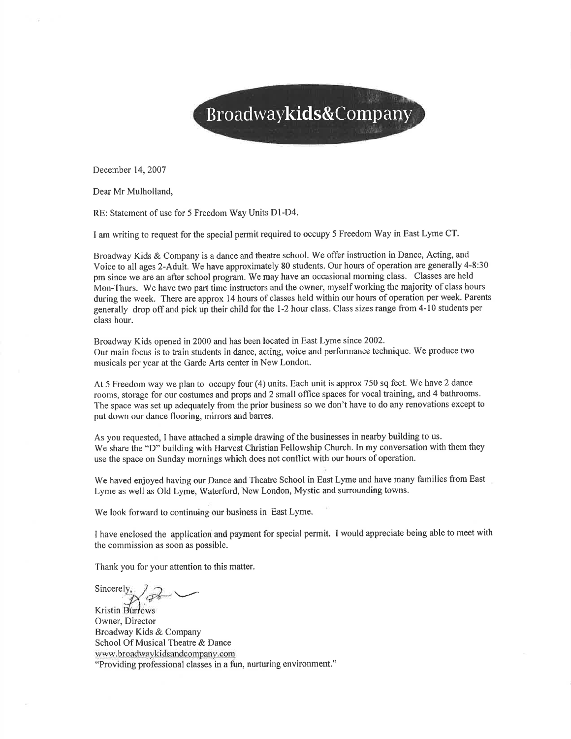Broadway**kids**&Company

December 14, 2007

Dear Mr Mulholland,

RE: Statement of use for 5 Freedom Way Units D1-D4.

I am writing to request for the special permit required to occupy 5 Freedom Way in East Lyme CT.

Broadway Kids & Company is a dance and theatre school. We offer instruction in Dance, Acting, and Voice to all ages 2-Adult. We have approximately 80 students. Our hours of operation are generally 4-8:30 pm since we are an after school program. We may have an occasional morning class. Classes are held Mon-Thurs. We have two part time instructors and the owner, myself working the majority of class hours during the week. There are approx 14 hours of classes held within our hours of operation per week. Parents generally drop off and pick up their child for the 1-2 hour class. Class sizes range from 4-10 students per class hour.

Broadway Kids opened in 2000 and has been located in East Lyme since 2002.
Our main focus is to train students in dance, acting, voice and performance technique. We produce two musicals per year at the Garde Arts center in New London.

At 5 Freedom way we plan to occupy four (4) units. Each unit is approx 750 sq feet. We have 2 dance rooms, storage for our costumes and props and 2 small office spaces for vocal training, and 4 bathrooms. The space was set up adequately from the prior business so we don't have to do any renovations except to put down our dance flooring, mirrors and barres.

As you requested, I have attached a simple drawing of the businesses in nearby building to us.
We share the "D" building with Harvest Christian Fellowship Church. In my conversation with them they use the space on Sunday mornings which does not conflict with our hours of operation.

We haved enjoyed having our Dance and Theatre School in East Lyme and have many families from East Lyme as well as Old Lyme, Waterford, New London, Mystic and surrounding towns.

We look forward to continuing our business in East Lyme.

I have enclosed the application and payment for special permit. I would appreciate being able to meet with the commission as soon as possible.

Thank you for your attention to this matter.

Sincerely,

Kristin Burrows
Owner, Director
Broadway Kids & Company
School Of Musical Theatre & Dance
www.broadwaykidsandcompany.com
"Providing professional classes in a fun, nurturing environment."